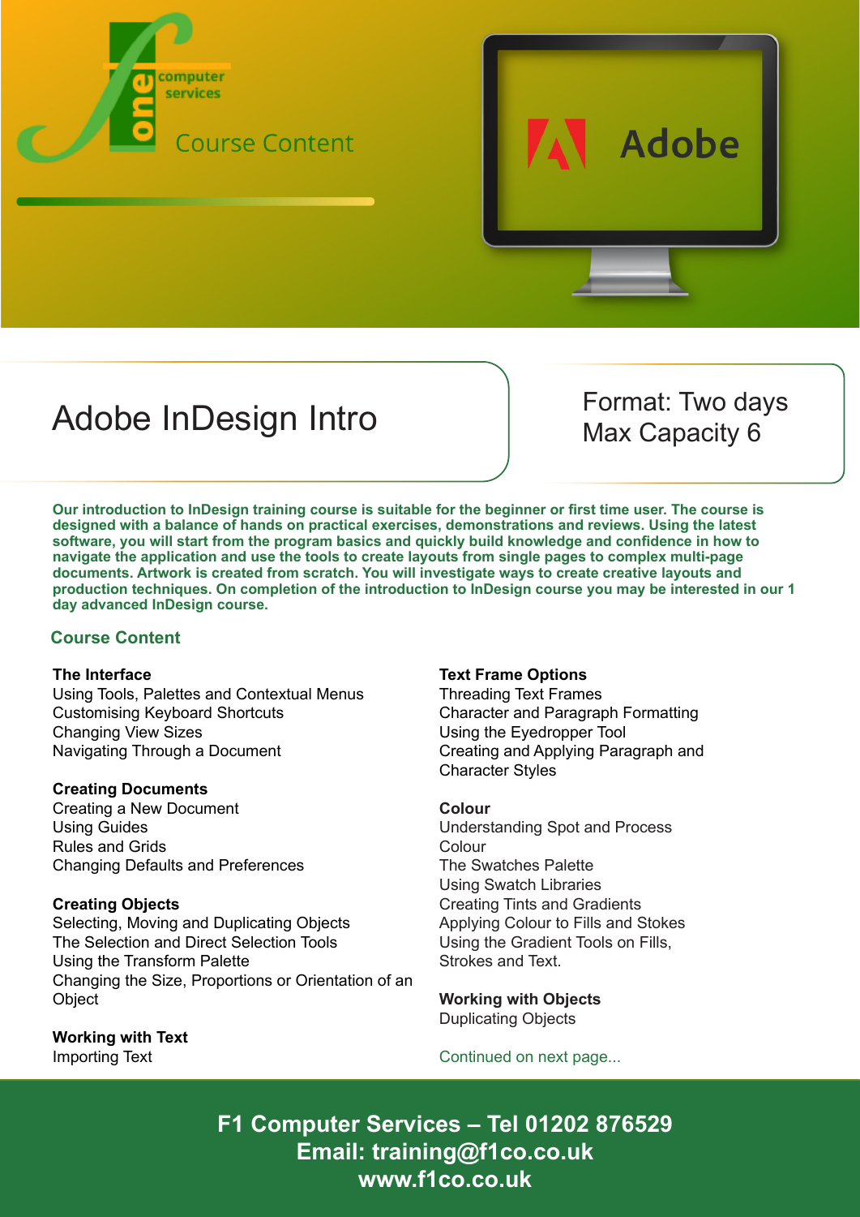one computer services

Course Content

Adobe

# Adobe InDesign Intro

Format: Two days
Max Capacity 6

**Our introduction to InDesign training course is suitable for the beginner or first time user. The course is designed with a balance of hands on practical exercises, demonstrations and reviews. Using the latest software, you will start from the program basics and quickly build knowledge and confidence in how to navigate the application and use the tools to create layouts from single pages to complex multi-page documents. Artwork is created from scratch. You will investigate ways to create creative layouts and production techniques. On completion of the introduction to InDesign course you may be interested in our 1 day advanced InDesign course.**

## Course Content

**The Interface**
Using Tools, Palettes and Contextual Menus
Customising Keyboard Shortcuts
Changing View Sizes
Navigating Through a Document

**Creating Documents**
Creating a New Document
Using Guides
Rules and Grids
Changing Defaults and Preferences

**Creating Objects**
Selecting, Moving and Duplicating Objects
The Selection and Direct Selection Tools
Using the Transform Palette
Changing the Size, Proportions or Orientation of an Object

**Working with Text**
Importing Text

**Text Frame Options**
Threading Text Frames
Character and Paragraph Formatting
Using the Eyedropper Tool
Creating and Applying Paragraph and Character Styles

**Colour**
Understanding Spot and Process Colour
The Swatches Palette
Using Swatch Libraries
Creating Tints and Gradients
Applying Colour to Fills and Stokes
Using the Gradient Tools on Fills, Strokes and Text.

**Working with Objects**
Duplicating Objects

Continued on next page...

**F1 Computer Services – Tel 01202 876529**
**Email: training@f1co.co.uk**
**www.f1co.co.uk**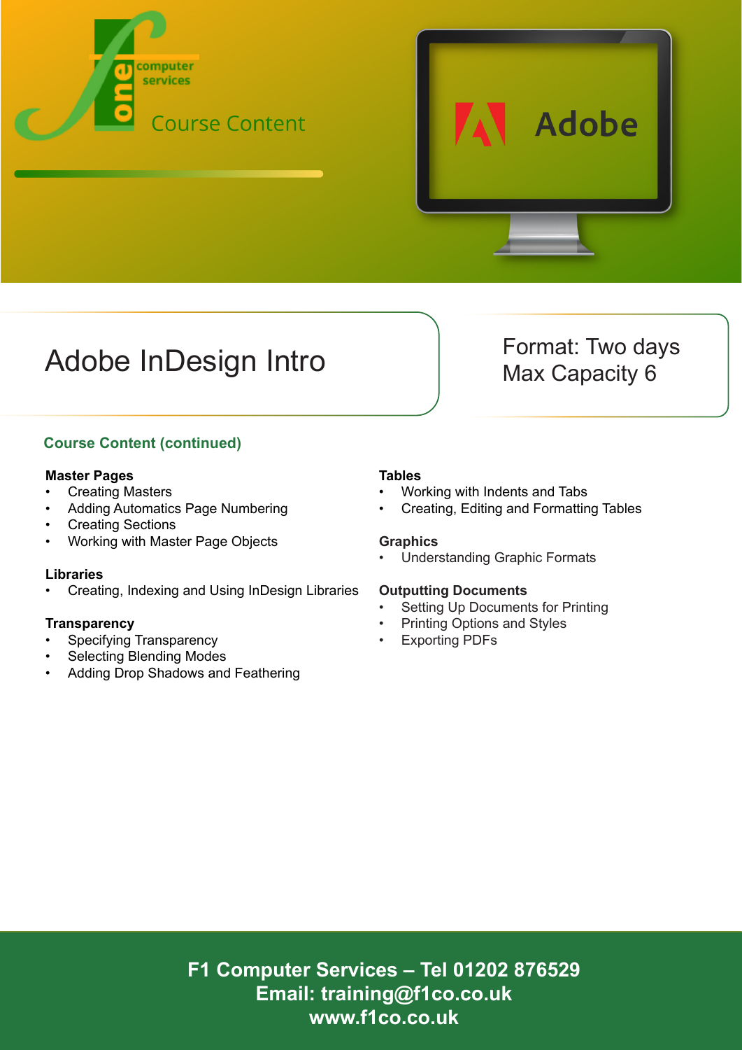Course Content

# Adobe InDesign Intro

Format: Two days
Max Capacity 6

## Course Content (continued)

**Master Pages**

- Creating Masters
- Adding Automatics Page Numbering
- Creating Sections
- Working with Master Page Objects

**Libraries**

- Creating, Indexing and Using InDesign Libraries

**Transparency**

- Specifying Transparency
- Selecting Blending Modes
- Adding Drop Shadows and Feathering

**Tables**

- Working with Indents and Tabs
- Creating, Editing and Formatting Tables

**Graphics**

- Understanding Graphic Formats

**Outputting Documents**

- Setting Up Documents for Printing
- Printing Options and Styles
- Exporting PDFs

**F1 Computer Services – Tel 01202 876529**
**Email: training@f1co.co.uk**
**www.f1co.co.uk**